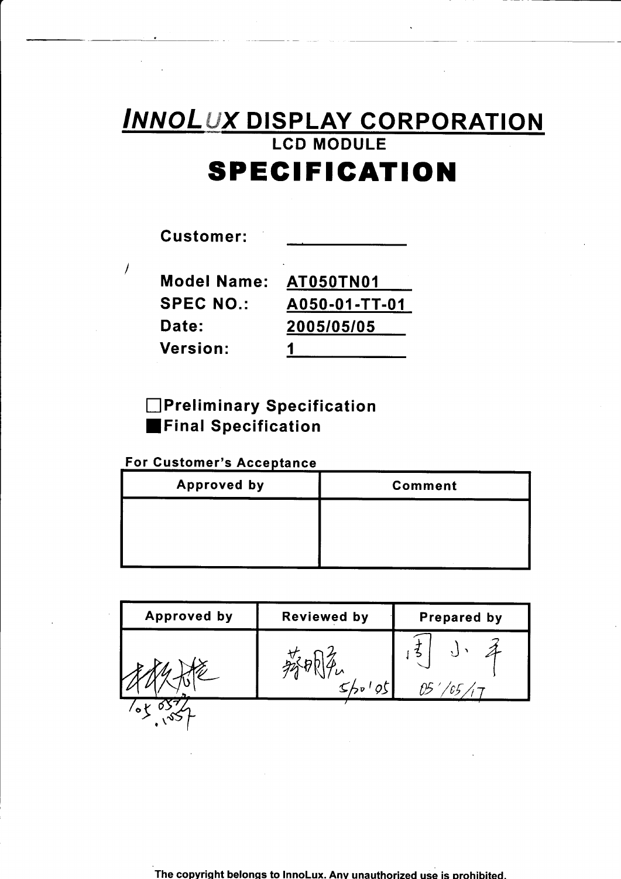# INNOLUX DISPLAY CORPORATION

## LCD MODULE

# SPECIFICATION

**Customer:** ____________

**Model Name:** AT050TN01

**SPEC NO.:** A050-01-TT-01

**Date:** 2005/05/05

**Version:** 1

☐ **Preliminary Specification**

■ **Final Specification**

**For Customer's Acceptance**

| Approved by | Comment |
|---|---|
| | |

| Approved by | Reviewed by | Prepared by |
|---|---|---|
| 林振龍 '05.05.17 | 蘇明純 5/20'05 | 周小平 05'/05/17 |

The copyright belongs to InnoLux. Any unauthorized use is prohibited.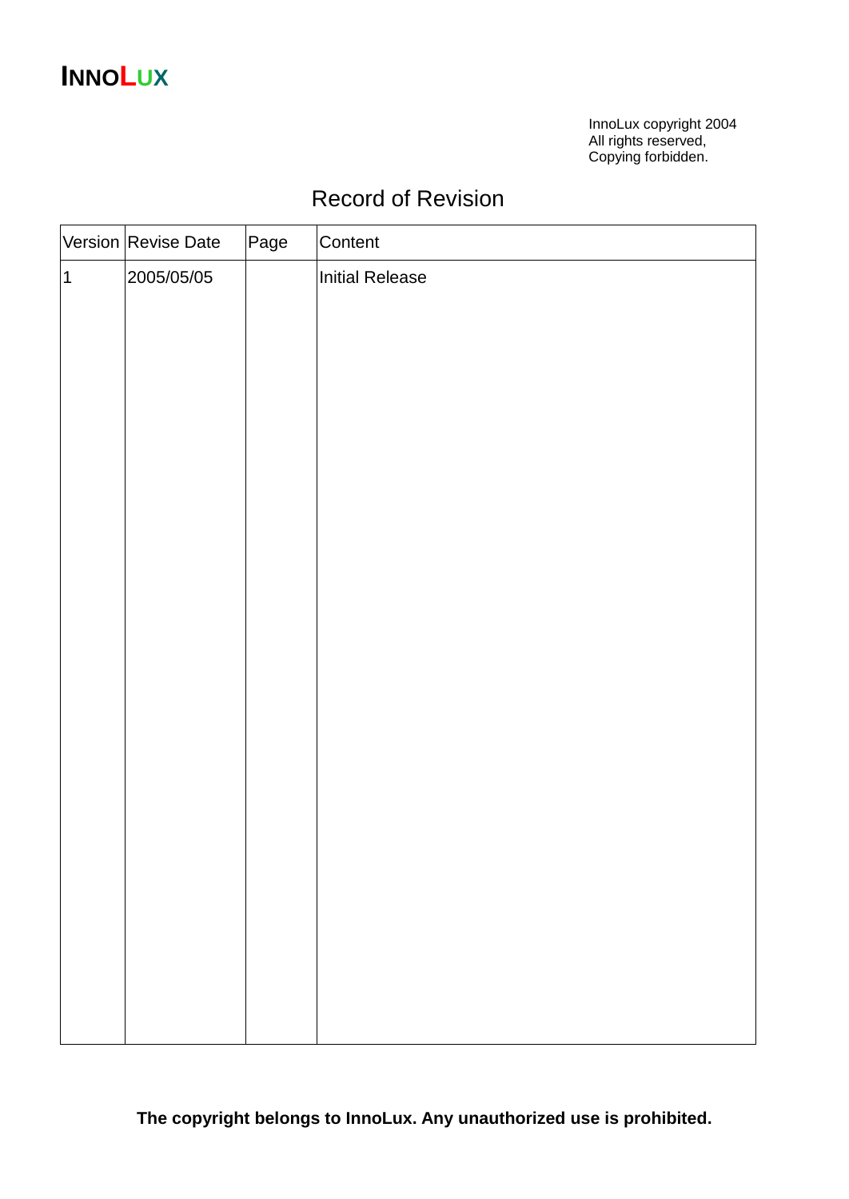INNOLUX

InnoLux copyright 2004
All rights reserved,
Copying forbidden.

# Record of Revision

| Version | Revise Date | Page | Content |
|---|---|---|---|
| 1 | 2005/05/05 | | Initial Release |

**The copyright belongs to InnoLux. Any unauthorized use is prohibited.**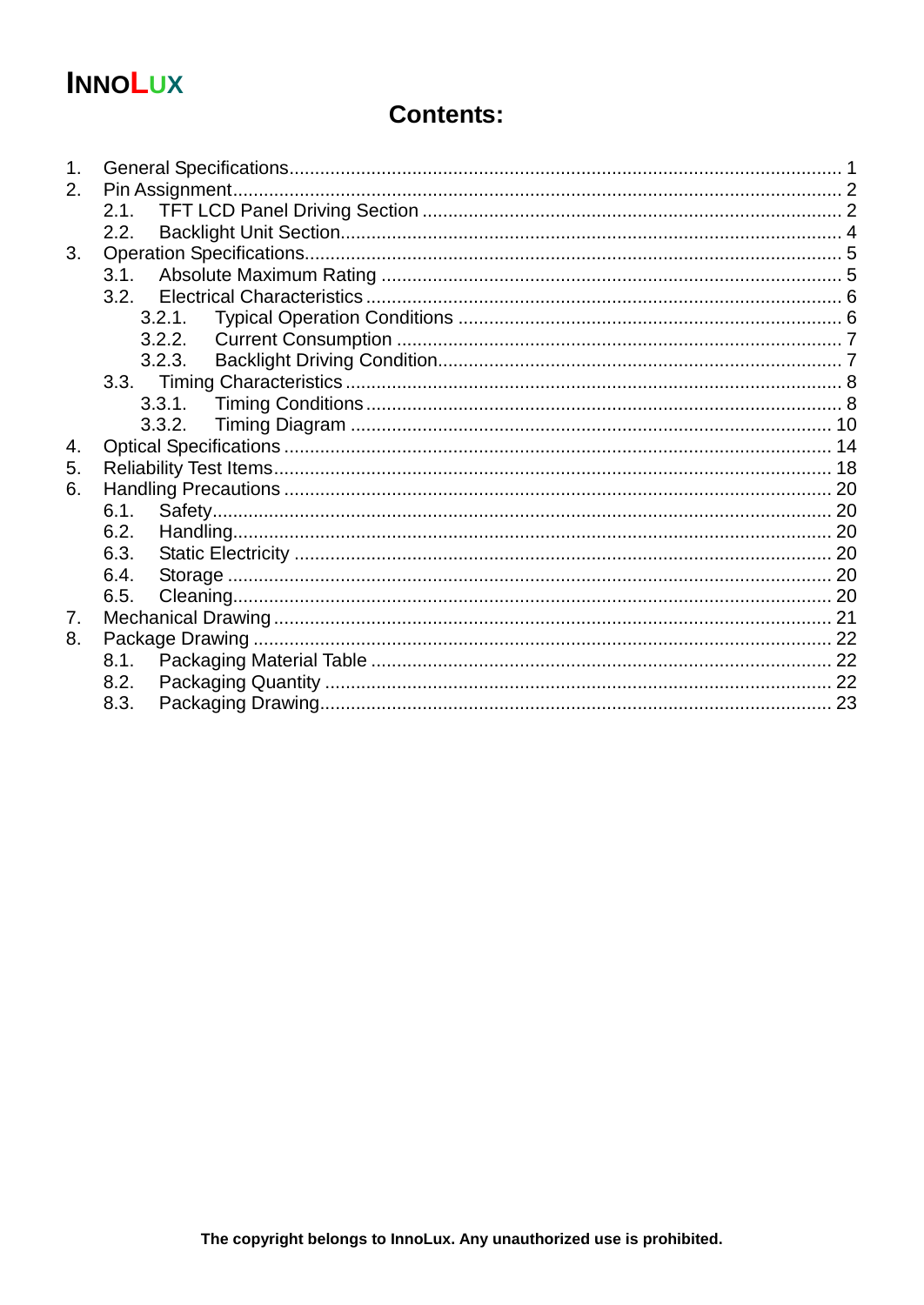INNOLUX

# Contents:

1. General Specifications .......... 1
2. Pin Assignment .......... 2
   - 2.1. TFT LCD Panel Driving Section .......... 2
   - 2.2. Backlight Unit Section .......... 4
3. Operation Specifications .......... 5
   - 3.1. Absolute Maximum Rating .......... 5
   - 3.2. Electrical Characteristics .......... 6
     - 3.2.1. Typical Operation Conditions .......... 6
     - 3.2.2. Current Consumption .......... 7
     - 3.2.3. Backlight Driving Condition .......... 7
   - 3.3. Timing Characteristics .......... 8
     - 3.3.1. Timing Conditions .......... 8
     - 3.3.2. Timing Diagram .......... 10
4. Optical Specifications .......... 14
5. Reliability Test Items .......... 18
6. Handling Precautions .......... 20
   - 6.1. Safety .......... 20
   - 6.2. Handling .......... 20
   - 6.3. Static Electricity .......... 20
   - 6.4. Storage .......... 20
   - 6.5. Cleaning .......... 20
7. Mechanical Drawing .......... 21
8. Package Drawing .......... 22
   - 8.1. Packaging Material Table .......... 22
   - 8.2. Packaging Quantity .......... 22
   - 8.3. Packaging Drawing .......... 23

**The copyright belongs to InnoLux. Any unauthorized use is prohibited.**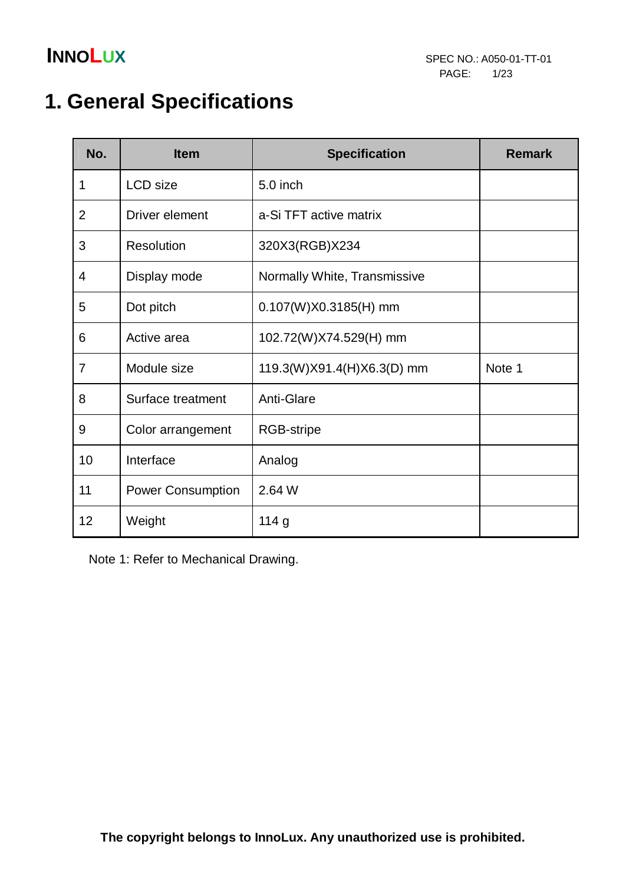# 1. General Specifications

| No. | Item | Specification | Remark |
|---|---|---|---|
| 1 | LCD size | 5.0 inch | |
| 2 | Driver element | a-Si TFT active matrix | |
| 3 | Resolution | 320X3(RGB)X234 | |
| 4 | Display mode | Normally White, Transmissive | |
| 5 | Dot pitch | 0.107(W)X0.3185(H) mm | |
| 6 | Active area | 102.72(W)X74.529(H) mm | |
| 7 | Module size | 119.3(W)X91.4(H)X6.3(D) mm | Note 1 |
| 8 | Surface treatment | Anti-Glare | |
| 9 | Color arrangement | RGB-stripe | |
| 10 | Interface | Analog | |
| 11 | Power Consumption | 2.64 W | |
| 12 | Weight | 114 g | |

Note 1: Refer to Mechanical Drawing.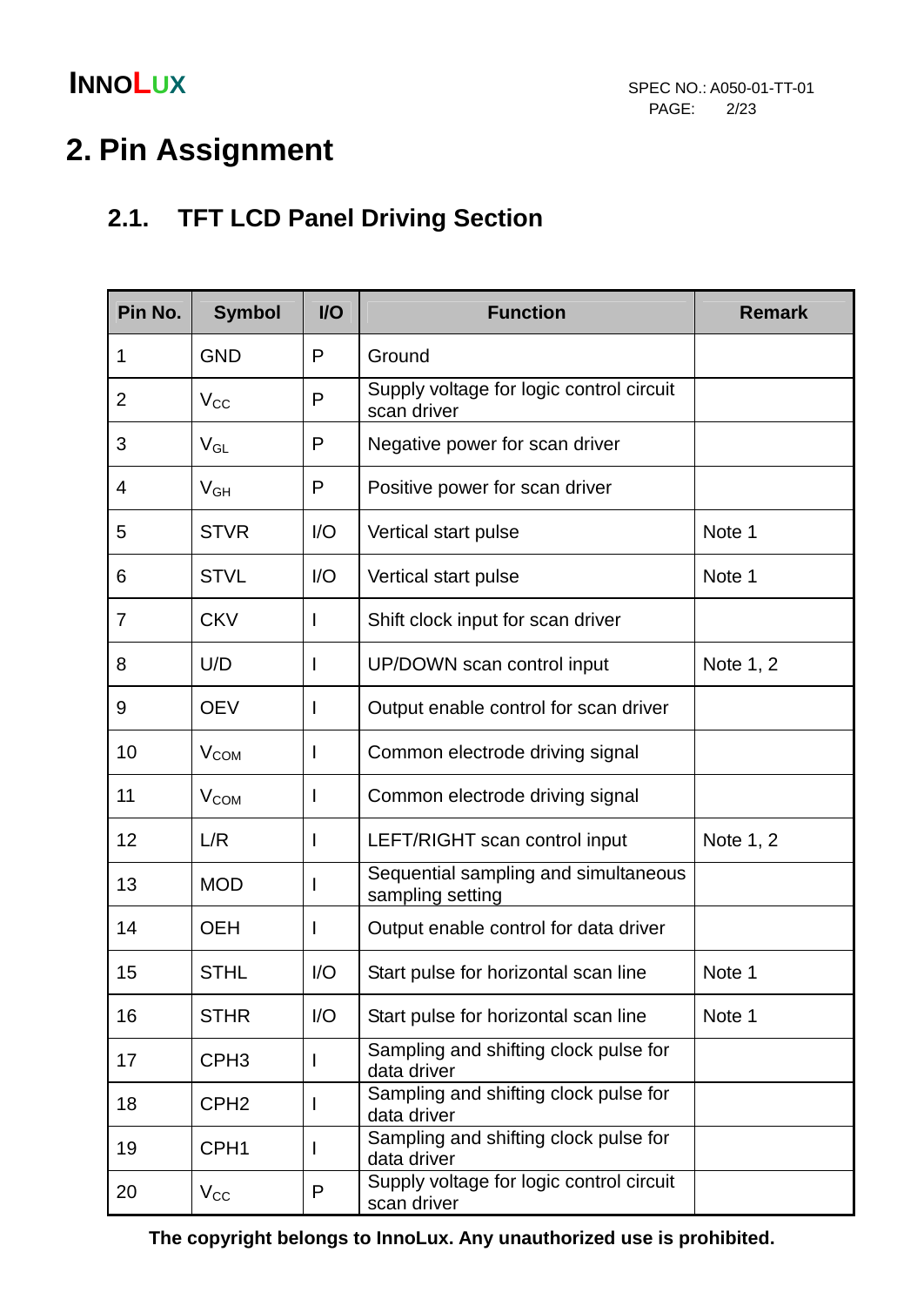# 2. Pin Assignment

## 2.1. TFT LCD Panel Driving Section

| Pin No. | Symbol | I/O | Function | Remark |
|---|---|---|---|---|
| 1 | GND | P | Ground | |
| 2 | $V_{CC}$ | P | Supply voltage for logic control circuit scan driver | |
| 3 | $V_{GL}$ | P | Negative power for scan driver | |
| 4 | $V_{GH}$ | P | Positive power for scan driver | |
| 5 | STVR | I/O | Vertical start pulse | Note 1 |
| 6 | STVL | I/O | Vertical start pulse | Note 1 |
| 7 | CKV | I | Shift clock input for scan driver | |
| 8 | U/D | I | UP/DOWN scan control input | Note 1, 2 |
| 9 | OEV | I | Output enable control for scan driver | |
| 10 | $V_{COM}$ | I | Common electrode driving signal | |
| 11 | $V_{COM}$ | I | Common electrode driving signal | |
| 12 | L/R | I | LEFT/RIGHT scan control input | Note 1, 2 |
| 13 | MOD | I | Sequential sampling and simultaneous sampling setting | |
| 14 | OEH | I | Output enable control for data driver | |
| 15 | STHL | I/O | Start pulse for horizontal scan line | Note 1 |
| 16 | STHR | I/O | Start pulse for horizontal scan line | Note 1 |
| 17 | CPH3 | I | Sampling and shifting clock pulse for data driver | |
| 18 | CPH2 | I | Sampling and shifting clock pulse for data driver | |
| 19 | CPH1 | I | Sampling and shifting clock pulse for data driver | |
| 20 | $V_{CC}$ | P | Supply voltage for logic control circuit scan driver | |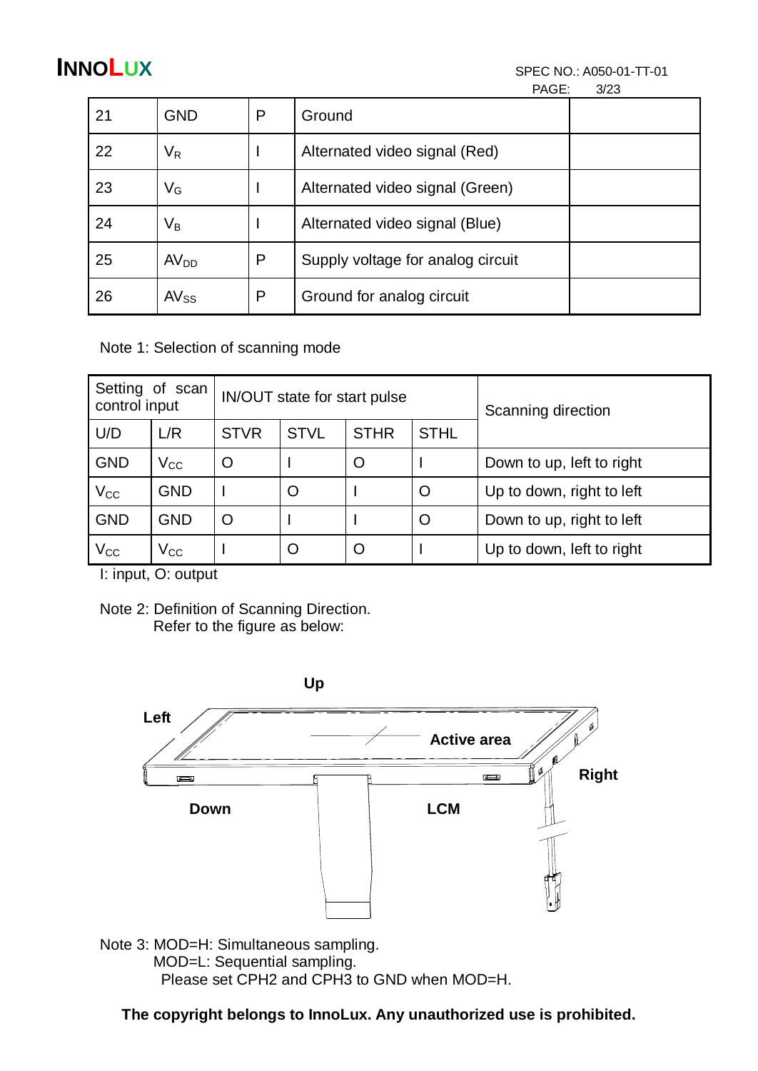| 21 | GND | P | Ground | |
|---|---|---|---|---|
| 22 | $V_R$ | I | Alternated video signal (Red) | |
| 23 | $V_G$ | I | Alternated video signal (Green) | |
| 24 | $V_B$ | I | Alternated video signal (Blue) | |
| 25 | $AV_{DD}$ | P | Supply voltage for analog circuit | |
| 26 | $AV_{SS}$ | P | Ground for analog circuit | |

Note 1: Selection of scanning mode

| Setting of scan control input | | IN/OUT state for start pulse | | | | Scanning direction |
|---|---|---|---|---|---|---|
| U/D | L/R | STVR | STVL | STHR | STHL | |
| GND | $V_{CC}$ | O | I | O | I | Down to up, left to right |
| $V_{CC}$ | GND | I | O | I | O | Up to down, right to left |
| GND | GND | O | I | I | O | Down to up, right to left |
| $V_{CC}$ | $V_{CC}$ | I | O | O | I | Up to down, left to right |

I: input, O: output

Note 2: Definition of Scanning Direction.
Refer to the figure as below:

Note 3: MOD=H: Simultaneous sampling.
MOD=L: Sequential sampling.
Please set CPH2 and CPH3 to GND when MOD=H.

**The copyright belongs to InnoLux. Any unauthorized use is prohibited.**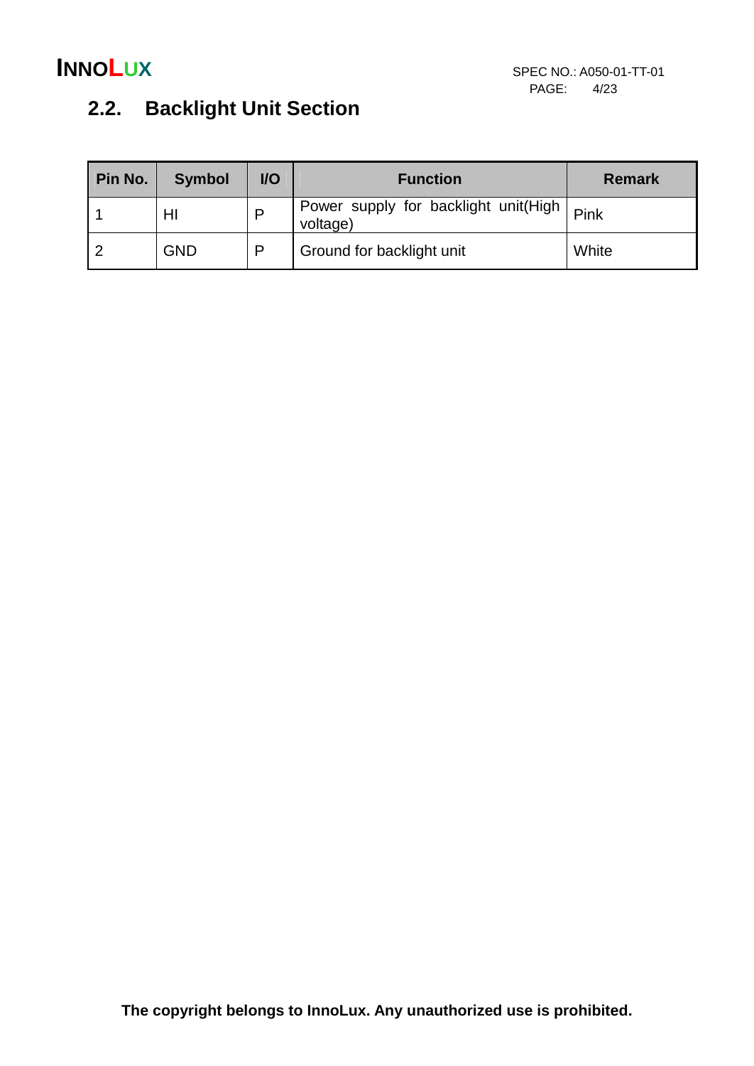## 2.2. Backlight Unit Section

| Pin No. | Symbol | I/O | Function | Remark |
|---|---|---|---|---|
| 1 | HI | P | Power supply for backlight unit(High voltage) | Pink |
| 2 | GND | P | Ground for backlight unit | White |

**The copyright belongs to InnoLux. Any unauthorized use is prohibited.**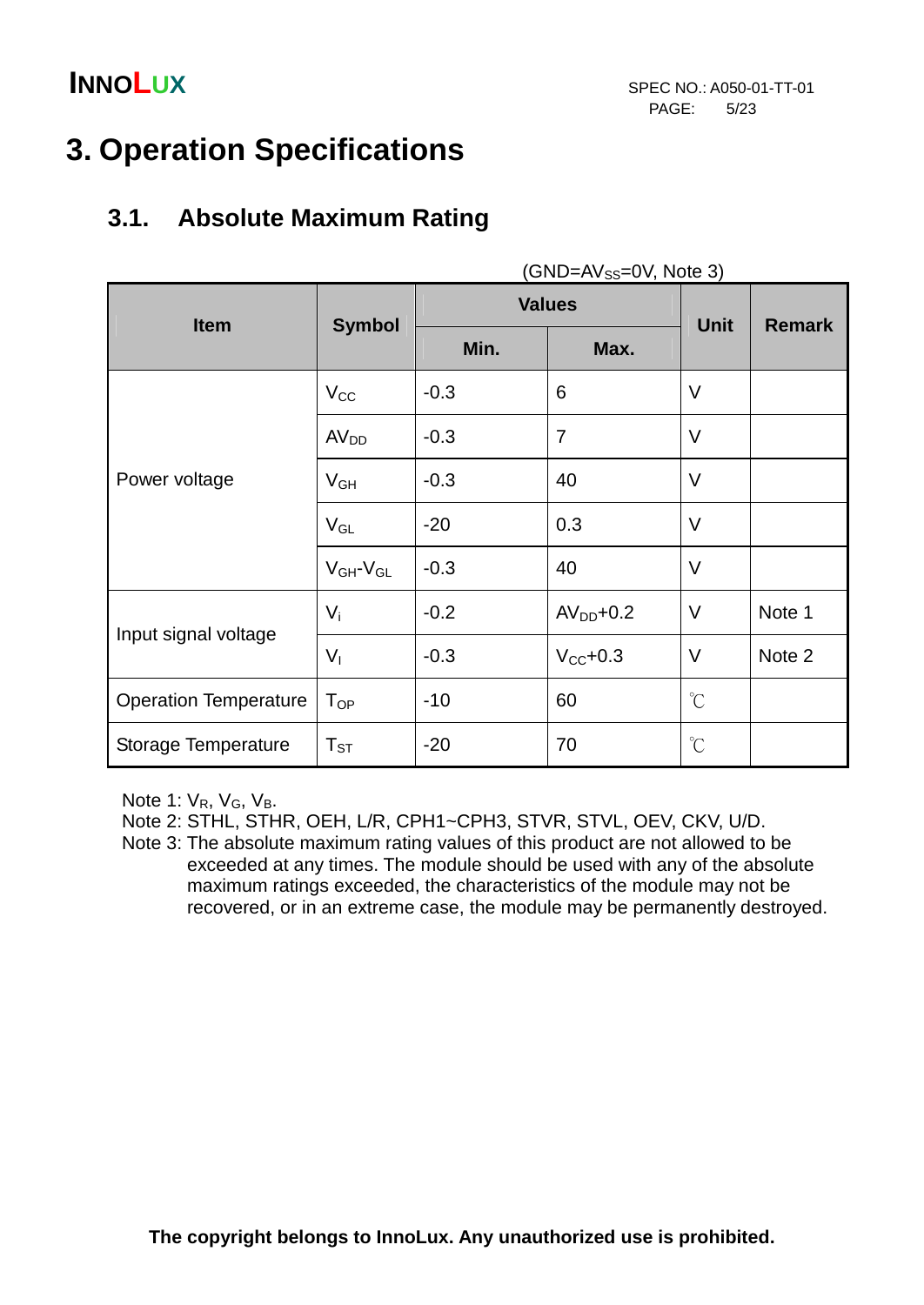# 3. Operation Specifications

## 3.1. Absolute Maximum Rating

(GND=$AV_{SS}$=0V, Note 3)

| Item | Symbol | Values | | Unit | Remark |
|---|---|---|---|---|---|
| | | Min. | Max. | | |
| Power voltage | $V_{CC}$ | -0.3 | 6 | V | |
| | $AV_{DD}$ | -0.3 | 7 | V | |
| | $V_{GH}$ | -0.3 | 40 | V | |
| | $V_{GL}$ | -20 | 0.3 | V | |
| | $V_{GH}$-$V_{GL}$ | -0.3 | 40 | V | |
| Input signal voltage | $V_i$ | -0.2 | $AV_{DD}$+0.2 | V | Note 1 |
| | $V_I$ | -0.3 | $V_{CC}$+0.3 | V | Note 2 |
| Operation Temperature | $T_{OP}$ | -10 | 60 | ℃ | |
| Storage Temperature | $T_{ST}$ | -20 | 70 | ℃ | |

Note 1: $V_R$, $V_G$, $V_B$.

Note 2: STHL, STHR, OEH, L/R, CPH1~CPH3, STVR, STVL, OEV, CKV, U/D.

Note 3: The absolute maximum rating values of this product are not allowed to be exceeded at any times. The module should be used with any of the absolute maximum ratings exceeded, the characteristics of the module may not be recovered, or in an extreme case, the module may be permanently destroyed.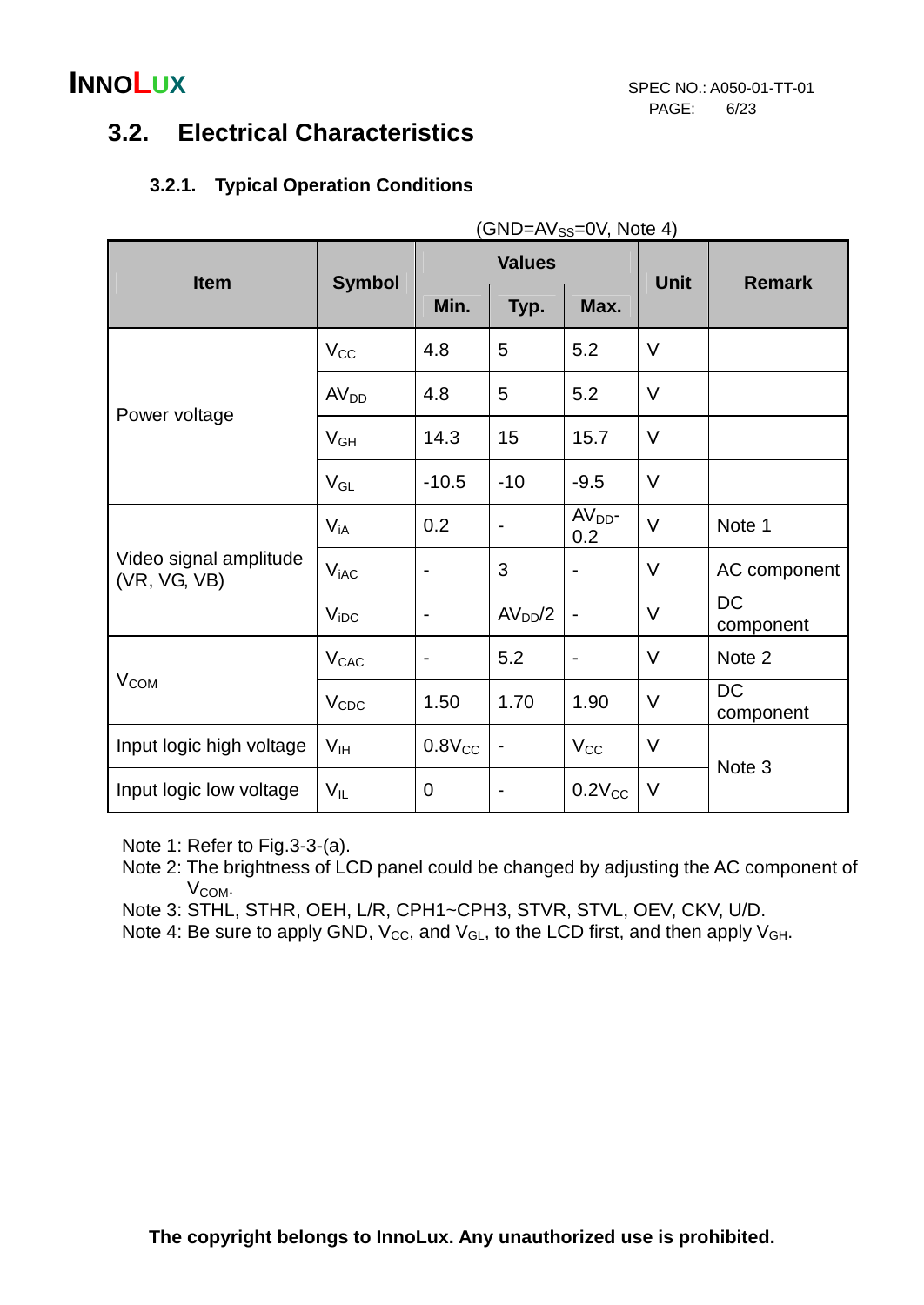## 3.2. Electrical Characteristics

### 3.2.1. Typical Operation Conditions

(GND=$AV_{SS}$=0V, Note 4)

| Item | Symbol | Values | | | Unit | Remark |
|---|---|---|---|---|---|---|
| | | Min. | Typ. | Max. | | |
| Power voltage | $V_{CC}$ | 4.8 | 5 | 5.2 | V | |
| | $AV_{DD}$ | 4.8 | 5 | 5.2 | V | |
| | $V_{GH}$ | 14.3 | 15 | 15.7 | V | |
| | $V_{GL}$ | -10.5 | -10 | -9.5 | V | |
| Video signal amplitude (VR, VG, VB) | $V_{iA}$ | 0.2 | - | $AV_{DD}$-0.2 | V | Note 1 |
| | $V_{iAC}$ | - | 3 | - | V | AC component |
| | $V_{iDC}$ | - | $AV_{DD}/2$ | - | V | DC component |
| $V_{COM}$ | $V_{CAC}$ | - | 5.2 | - | V | Note 2 |
| | $V_{CDC}$ | 1.50 | 1.70 | 1.90 | V | DC component |
| Input logic high voltage | $V_{IH}$ | $0.8V_{CC}$ | - | $V_{CC}$ | V | Note 3 |
| Input logic low voltage | $V_{IL}$ | 0 | - | $0.2V_{CC}$ | V | |

Note 1: Refer to Fig.3-3-(a).

Note 2: The brightness of LCD panel could be changed by adjusting the AC component of $V_{COM}$.

Note 3: STHL, STHR, OEH, L/R, CPH1~CPH3, STVR, STVL, OEV, CKV, U/D.

Note 4: Be sure to apply GND, $V_{CC}$, and $V_{GL}$, to the LCD first, and then apply $V_{GH}$.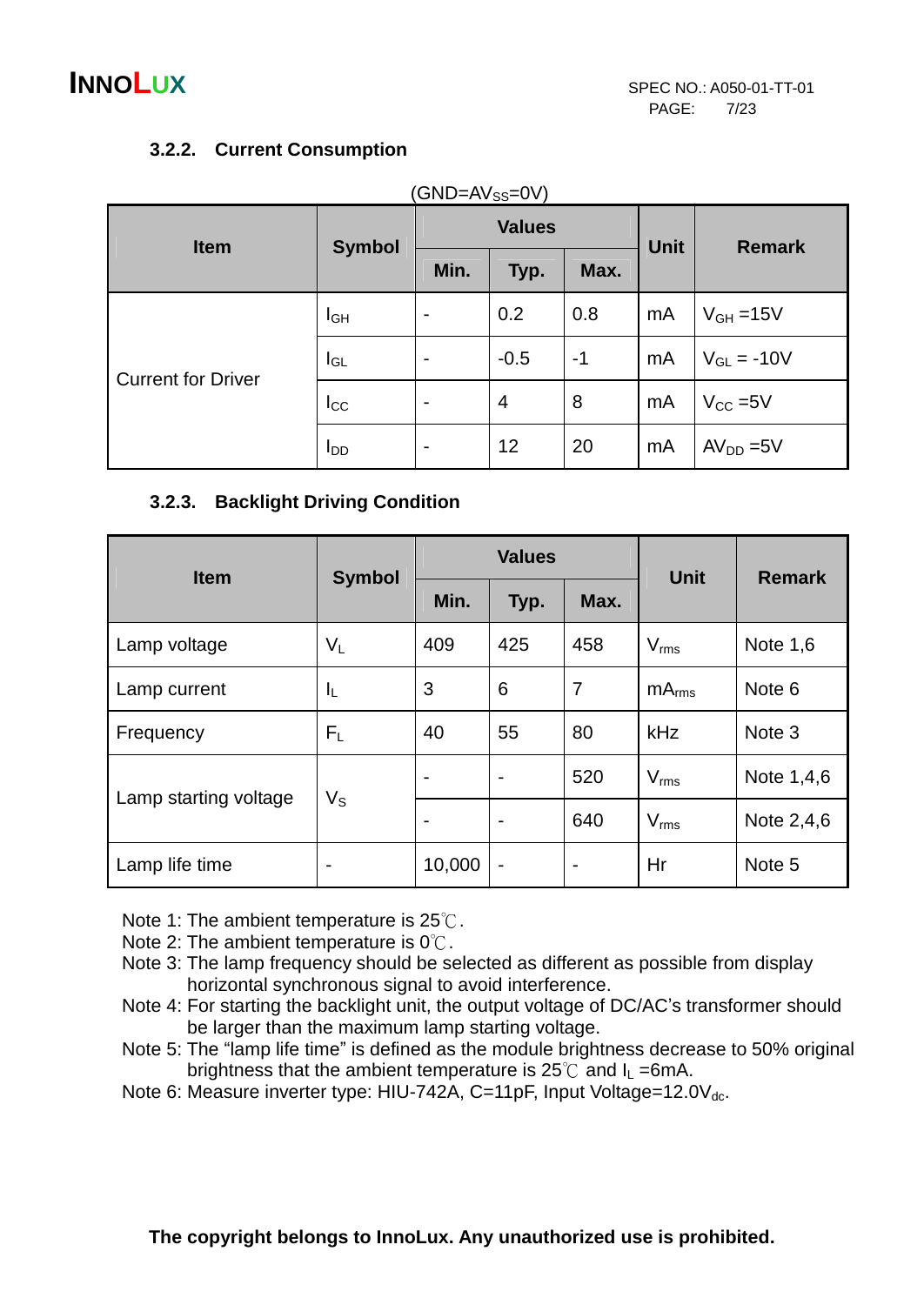### 3.2.2. Current Consumption

(GND=$AV_{SS}$=0V)

| Item | Symbol | Values | | | Unit | Remark |
|---|---|---|---|---|---|---|
| | | Min. | Typ. | Max. | | |
| Current for Driver | $I_{GH}$ | - | 0.2 | 0.8 | mA | $V_{GH}$ =15V |
| | $I_{GL}$ | - | -0.5 | -1 | mA | $V_{GL}$ = -10V |
| | $I_{CC}$ | - | 4 | 8 | mA | $V_{CC}$ =5V |
| | $I_{DD}$ | - | 12 | 20 | mA | $AV_{DD}$ =5V |

### 3.2.3. Backlight Driving Condition

| Item | Symbol | Values | | | Unit | Remark |
|---|---|---|---|---|---|---|
| | | Min. | Typ. | Max. | | |
| Lamp voltage | $V_L$ | 409 | 425 | 458 | $V_{rms}$ | Note 1,6 |
| Lamp current | $I_L$ | 3 | 6 | 7 | $mA_{rms}$ | Note 6 |
| Frequency | $F_L$ | 40 | 55 | 80 | kHz | Note 3 |
| Lamp starting voltage | $V_S$ | - | - | 520 | $V_{rms}$ | Note 1,4,6 |
| | | - | - | 640 | $V_{rms}$ | Note 2,4,6 |
| Lamp life time | - | 10,000 | - | - | Hr | Note 5 |

Note 1: The ambient temperature is 25℃.
Note 2: The ambient temperature is 0℃.
Note 3: The lamp frequency should be selected as different as possible from display horizontal synchronous signal to avoid interference.
Note 4: For starting the backlight unit, the output voltage of DC/AC's transformer should be larger than the maximum lamp starting voltage.
Note 5: The "lamp life time" is defined as the module brightness decrease to 50% original brightness that the ambient temperature is 25℃ and $I_L$ =6mA.
Note 6: Measure inverter type: HIU-742A, C=11pF, Input Voltage=12.0$V_{dc}$.

**The copyright belongs to InnoLux. Any unauthorized use is prohibited.**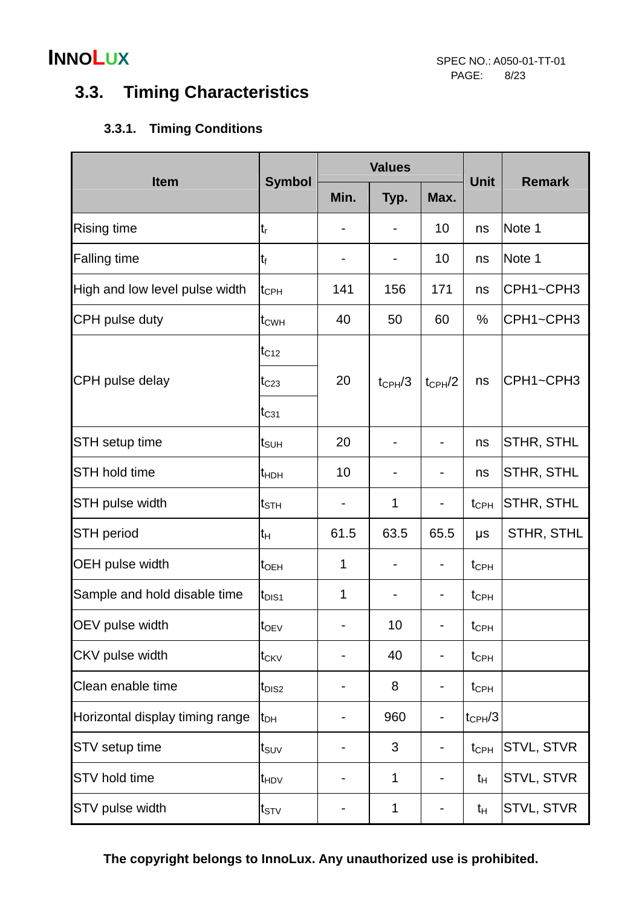## 3.3. Timing Characteristics

### 3.3.1. Timing Conditions

| Item | Symbol | Values | | | Unit | Remark |
|---|---|---|---|---|---|---|
| | | Min. | Typ. | Max. | | |
| Rising time | $t_r$ | - | - | 10 | ns | Note 1 |
| Falling time | $t_f$ | - | - | 10 | ns | Note 1 |
| High and low level pulse width | $t_{CPH}$ | 141 | 156 | 171 | ns | CPH1~CPH3 |
| CPH pulse duty | $t_{CWH}$ | 40 | 50 | 60 | % | CPH1~CPH3 |
| CPH pulse delay | $t_{C12}$ | 20 | $t_{CPH}/3$ | $t_{CPH}/2$ | ns | CPH1~CPH3 |
| | $t_{C23}$ | | | | | |
| | $t_{C31}$ | | | | | |
| STH setup time | $t_{SUH}$ | 20 | - | - | ns | STHR, STHL |
| STH hold time | $t_{HDH}$ | 10 | - | - | ns | STHR, STHL |
| STH pulse width | $t_{STH}$ | - | 1 | - | $t_{CPH}$ | STHR, STHL |
| STH period | $t_H$ | 61.5 | 63.5 | 65.5 | μs | STHR, STHL |
| OEH pulse width | $t_{OEH}$ | 1 | - | - | $t_{CPH}$ | |
| Sample and hold disable time | $t_{DIS1}$ | 1 | - | - | $t_{CPH}$ | |
| OEV pulse width | $t_{OEV}$ | - | 10 | - | $t_{CPH}$ | |
| CKV pulse width | $t_{CKV}$ | - | 40 | - | $t_{CPH}$ | |
| Clean enable time | $t_{DIS2}$ | - | 8 | - | $t_{CPH}$ | |
| Horizontal display timing range | $t_{DH}$ | - | 960 | - | $t_{CPH}/3$ | |
| STV setup time | $t_{SUV}$ | - | 3 | - | $t_{CPH}$ | STVL, STVR |
| STV hold time | $t_{HDV}$ | - | 1 | - | $t_H$ | STVL, STVR |
| STV pulse width | $t_{STV}$ | - | 1 | - | $t_H$ | STVL, STVR |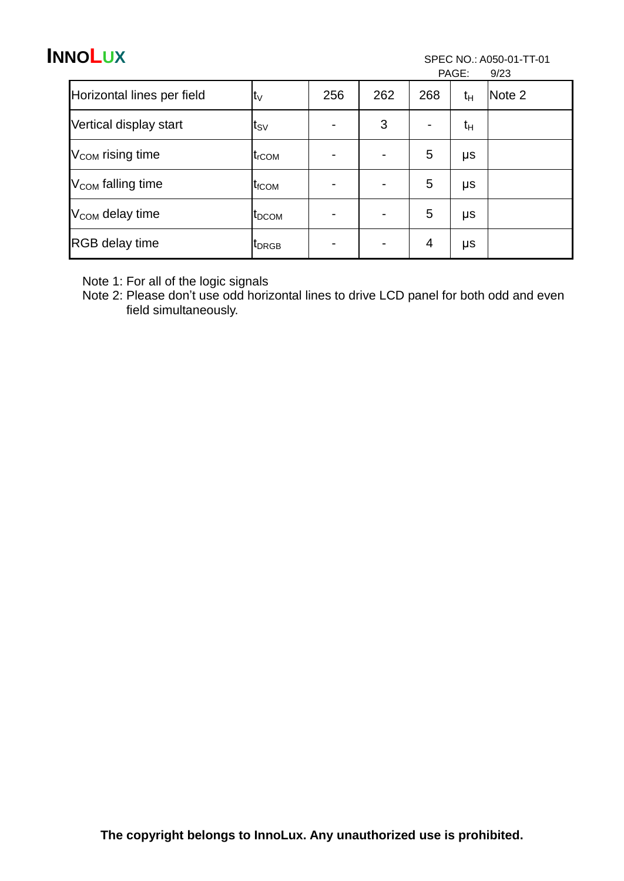| Horizontal lines per field | $t_V$ | 256 | 262 | 268 | $t_H$ | Note 2 |
|---|---|---|---|---|---|---|
| Vertical display start | $t_{SV}$ | - | 3 | - | $t_H$ | |
| $V_{COM}$ rising time | $t_{rCOM}$ | - | - | 5 | μs | |
| $V_{COM}$ falling time | $t_{fCOM}$ | - | - | 5 | μs | |
| $V_{COM}$ delay time | $t_{DCOM}$ | - | - | 5 | μs | |
| RGB delay time | $t_{DRGB}$ | - | - | 4 | μs | |

Note 1: For all of the logic signals

Note 2: Please don't use odd horizontal lines to drive LCD panel for both odd and even field simultaneously.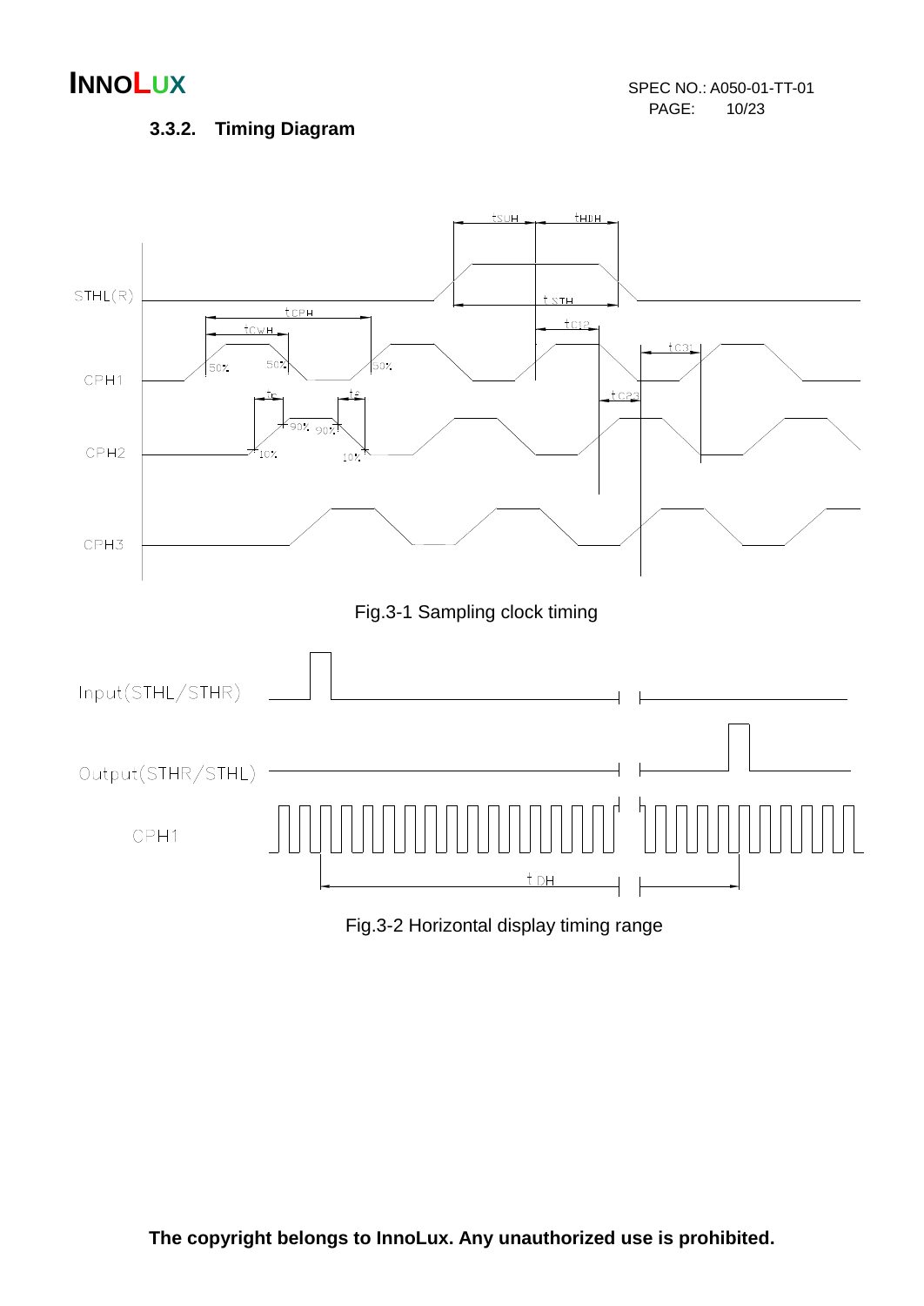### 3.3.2. Timing Diagram

Fig.3-1 Sampling clock timing

Fig.3-2 Horizontal display timing range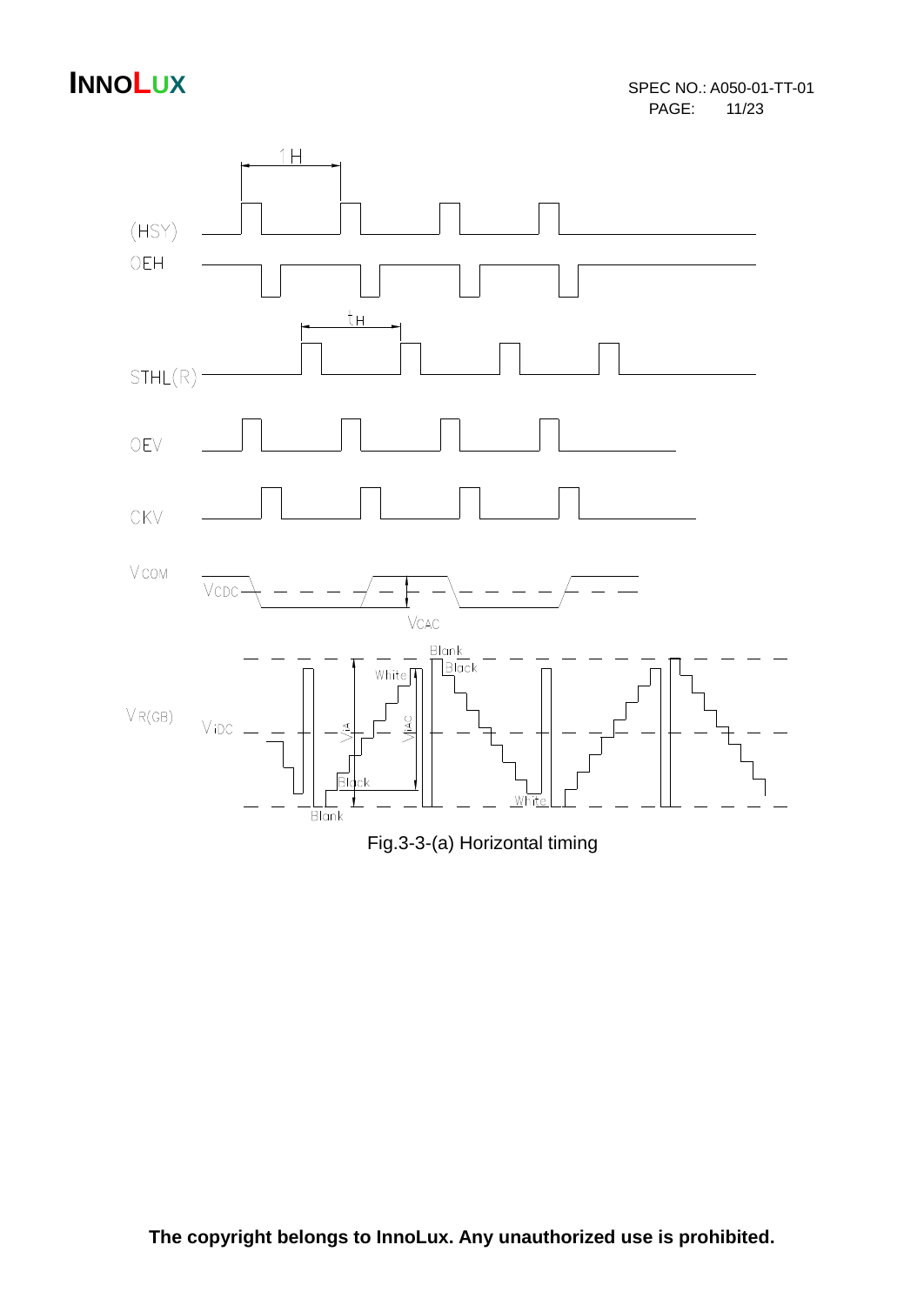Fig.3-3-(a) Horizontal timing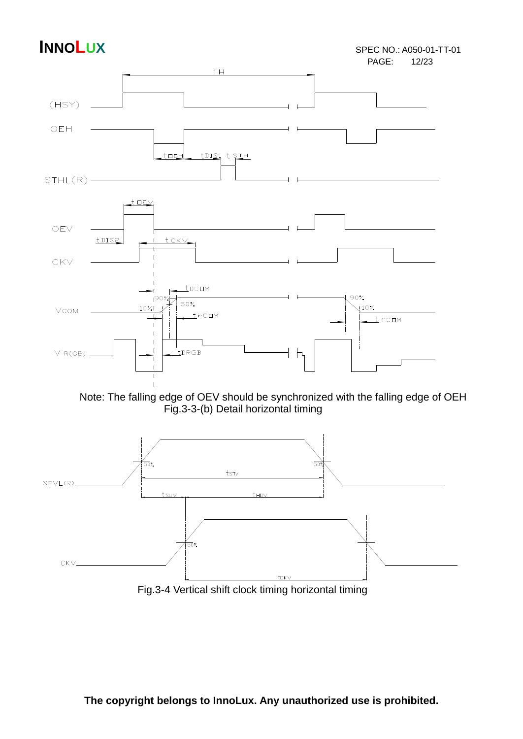Note: The falling edge of OEV should be synchronized with the falling edge of OEH

Fig.3-3-(b) Detail horizontal timing

Fig.3-4 Vertical shift clock timing horizontal timing

**The copyright belongs to InnoLux. Any unauthorized use is prohibited.**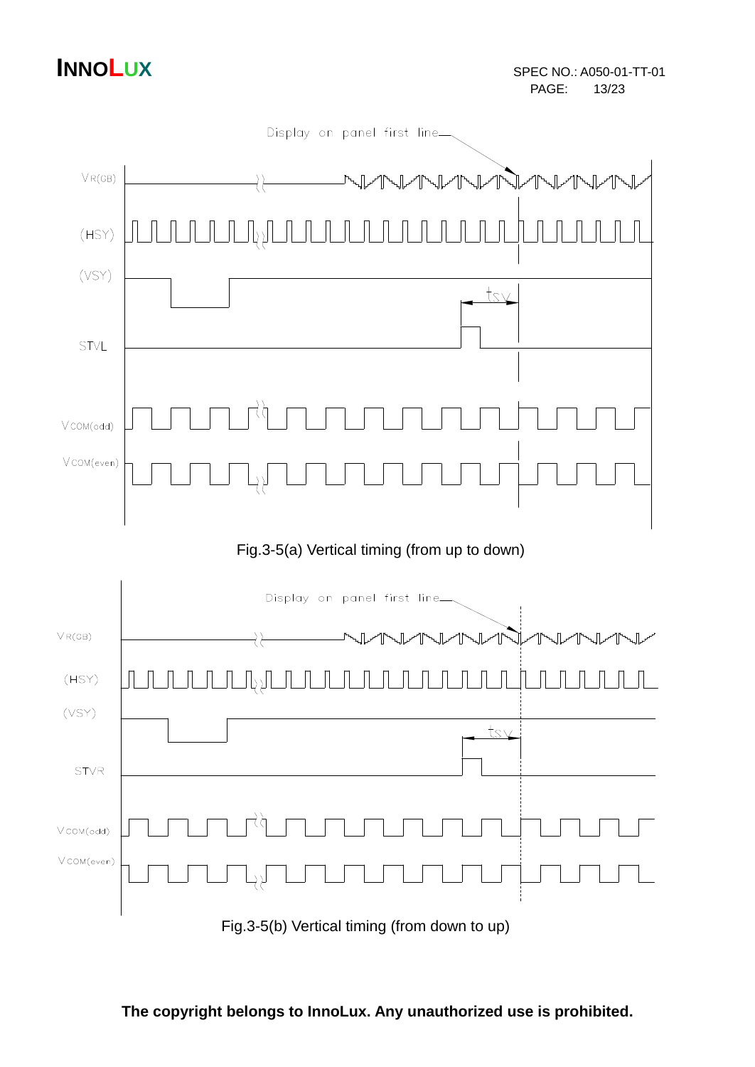Display on panel first line

VR(GB)

(HSY)

(VSY)

tsv

STVL

VCOM(odd)

VCOM(even)

Fig.3-5(a) Vertical timing (from up to down)

Display on panel first line

VR(GB)

(HSY)

(VSY)

tsv

STVR

VCOM(odd)

VCOM(even)

Fig.3-5(b) Vertical timing (from down to up)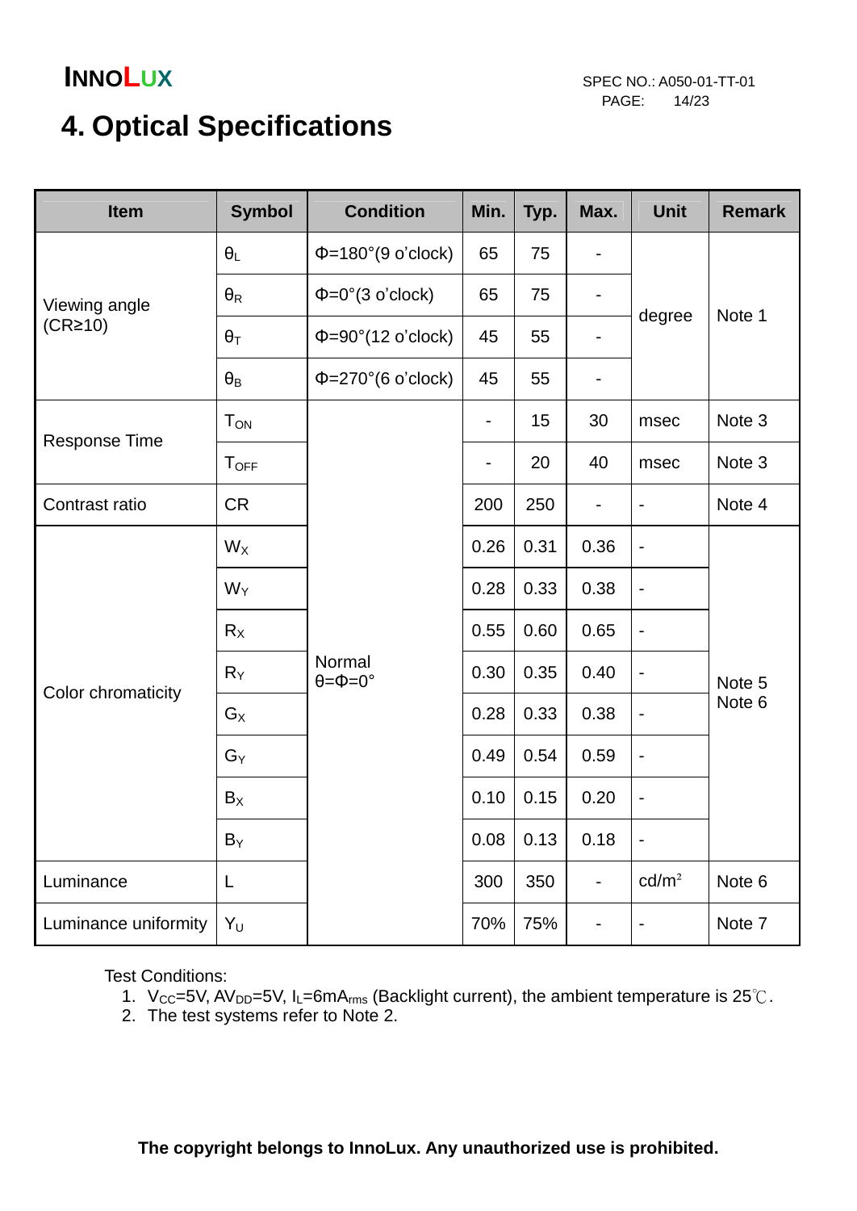# 4. Optical Specifications

| Item | Symbol | Condition | Min. | Typ. | Max. | Unit | Remark |
|---|---|---|---|---|---|---|---|
| Viewing angle (CR≥10) | $\theta_L$ | Φ=180°(9 o'clock) | 65 | 75 | - | degree | Note 1 |
| | $\theta_R$ | Φ=0°(3 o'clock) | 65 | 75 | - | | |
| | $\theta_T$ | Φ=90°(12 o'clock) | 45 | 55 | - | | |
| | $\theta_B$ | Φ=270°(6 o'clock) | 45 | 55 | - | | |
| Response Time | $T_{ON}$ | Normal θ=Φ=0° | - | 15 | 30 | msec | Note 3 |
| | $T_{OFF}$ | | - | 20 | 40 | msec | Note 3 |
| Contrast ratio | CR | | 200 | 250 | - | - | Note 4 |
| Color chromaticity | $W_X$ | | 0.26 | 0.31 | 0.36 | - | Note 5 Note 6 |
| | $W_Y$ | | 0.28 | 0.33 | 0.38 | - | |
| | $R_X$ | | 0.55 | 0.60 | 0.65 | - | |
| | $R_Y$ | | 0.30 | 0.35 | 0.40 | - | |
| | $G_X$ | | 0.28 | 0.33 | 0.38 | - | |
| | $G_Y$ | | 0.49 | 0.54 | 0.59 | - | |
| | $B_X$ | | 0.10 | 0.15 | 0.20 | - | |
| | $B_Y$ | | 0.08 | 0.13 | 0.18 | - | |
| Luminance | L | | 300 | 350 | - | cd/m² | Note 6 |
| Luminance uniformity | $Y_U$ | | 70% | 75% | - | - | Note 7 |

Test Conditions:

1. $V_{CC}$=5V, $AV_{DD}$=5V, $I_L$=6m$A_{rms}$ (Backlight current), the ambient temperature is 25℃.
2. The test systems refer to Note 2.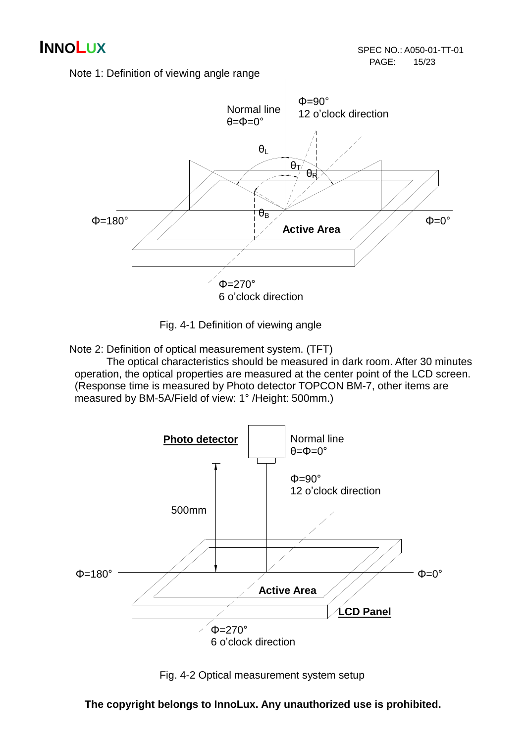Note 1: Definition of viewing angle range

Fig. 4-1 Definition of viewing angle

Note 2: Definition of optical measurement system. (TFT)

The optical characteristics should be measured in dark room. After 30 minutes operation, the optical properties are measured at the center point of the LCD screen. (Response time is measured by Photo detector TOPCON BM-7, other items are measured by BM-5A/Field of view: 1° /Height: 500mm.)

Fig. 4-2 Optical measurement system setup

**The copyright belongs to InnoLux. Any unauthorized use is prohibited.**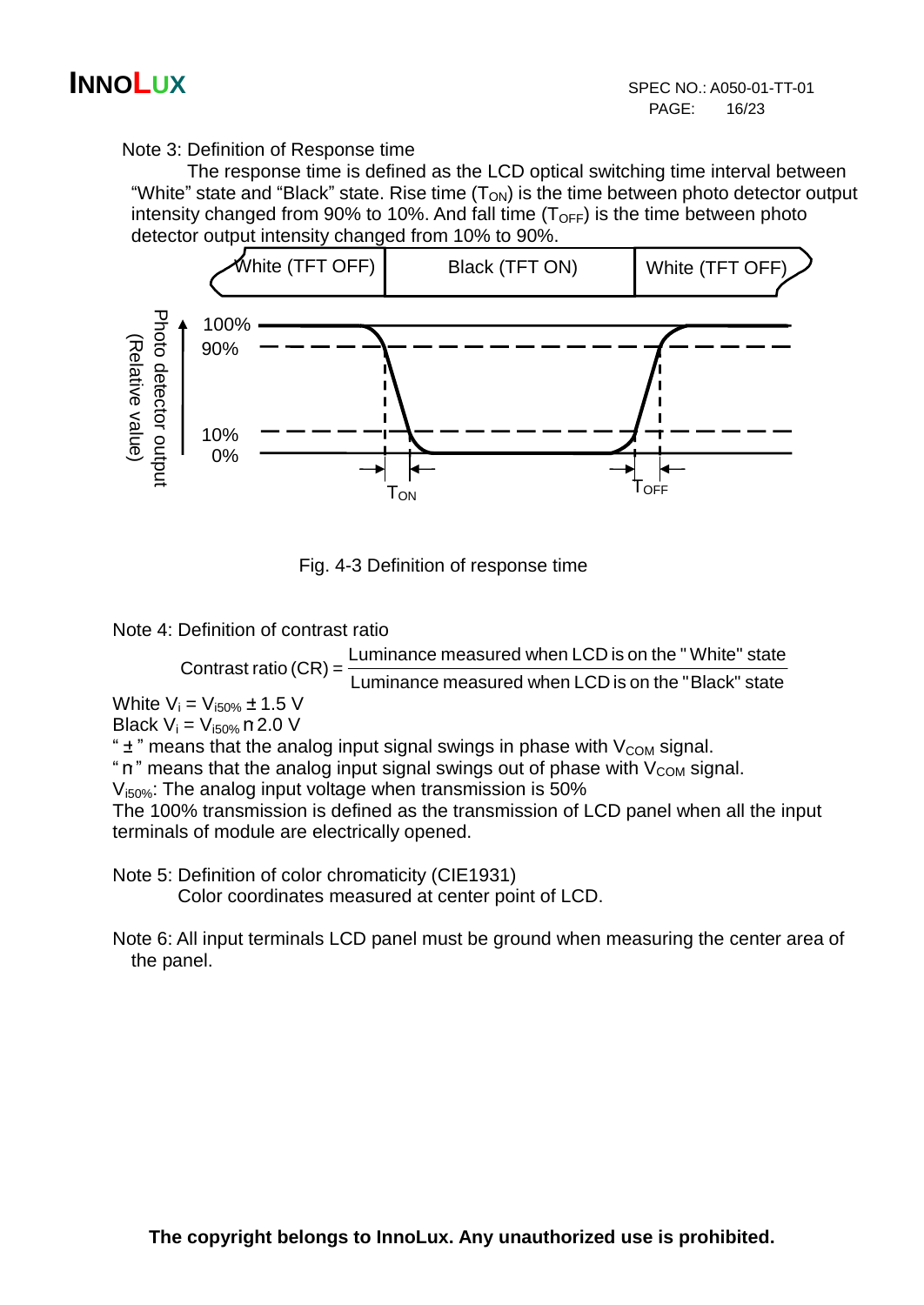Note 3: Definition of Response time

The response time is defined as the LCD optical switching time interval between "White" state and "Black" state. Rise time ($T_{ON}$) is the time between photo detector output intensity changed from 90% to 10%. And fall time ($T_{OFF}$) is the time between photo detector output intensity changed from 10% to 90%.

Fig. 4-3 Definition of response time

Note 4: Definition of contrast ratio

$$\text{Contrast ratio (CR)} = \frac{\text{Luminance measured when LCD is on the "White" state}}{\text{Luminance measured when LCD is on the "Black" state}}$$

White $V_i = V_{i50\%} \pm 1.5$ V

Black $V_i = V_{i50\%} \mp 2.0$ V

" $\pm$ " means that the analog input signal swings in phase with $V_{COM}$ signal.

" $\mp$ " means that the analog input signal swings out of phase with $V_{COM}$ signal.

$V_{i50\%}$: The analog input voltage when transmission is 50%

The 100% transmission is defined as the transmission of LCD panel when all the input terminals of module are electrically opened.

Note 5: Definition of color chromaticity (CIE1931)

Color coordinates measured at center point of LCD.

Note 6: All input terminals LCD panel must be ground when measuring the center area of the panel.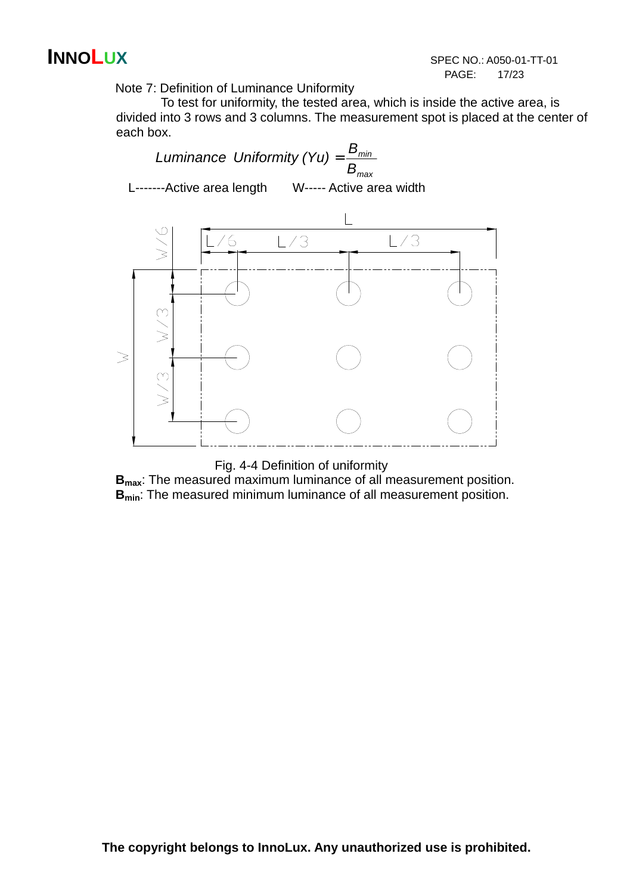Note 7: Definition of Luminance Uniformity

To test for uniformity, the tested area, which is inside the active area, is divided into 3 rows and 3 columns. The measurement spot is placed at the center of each box.

$$Luminance\ Uniformity\ (Yu) = \frac{B_{min}}{B_{max}}$$

L-------Active area length W----- Active area width

Fig. 4-4 Definition of uniformity

**$B_{max}$**: The measured maximum luminance of all measurement position.

**$B_{min}$**: The measured minimum luminance of all measurement position.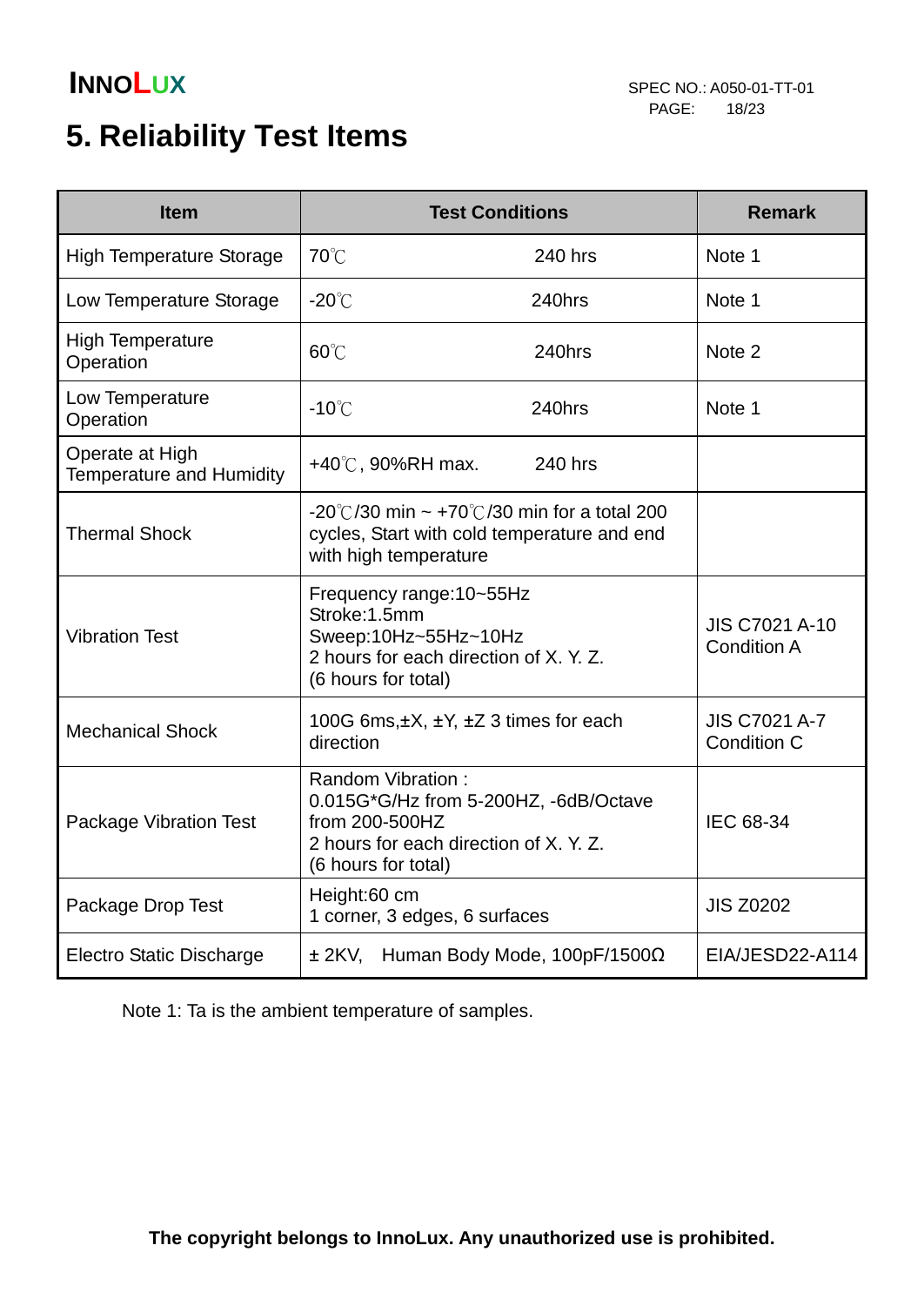# 5. Reliability Test Items

| Item | Test Conditions | Remark |
| --- | --- | --- |
| High Temperature Storage | 70℃ 240 hrs | Note 1 |
| Low Temperature Storage | -20℃ 240hrs | Note 1 |
| High Temperature Operation | 60℃ 240hrs | Note 2 |
| Low Temperature Operation | -10℃ 240hrs | Note 1 |
| Operate at High Temperature and Humidity | +40℃, 90%RH max. 240 hrs | |
| Thermal Shock | -20℃/30 min ~ +70℃/30 min for a total 200 cycles, Start with cold temperature and end with high temperature | |
| Vibration Test | Frequency range:10~55Hz<br>Stroke:1.5mm<br>Sweep:10Hz~55Hz~10Hz<br>2 hours for each direction of X. Y. Z.<br>(6 hours for total) | JIS C7021 A-10 Condition A |
| Mechanical Shock | 100G 6ms,±X, ±Y, ±Z 3 times for each direction | JIS C7021 A-7 Condition C |
| Package Vibration Test | Random Vibration :<br>0.015G*G/Hz from 5-200HZ, -6dB/Octave from 200-500HZ<br>2 hours for each direction of X. Y. Z.<br>(6 hours for total) | IEC 68-34 |
| Package Drop Test | Height:60 cm<br>1 corner, 3 edges, 6 surfaces | JIS Z0202 |
| Electro Static Discharge | ± 2KV, Human Body Mode, 100pF/1500Ω | EIA/JESD22-A114 |

Note 1: Ta is the ambient temperature of samples.

**The copyright belongs to InnoLux. Any unauthorized use is prohibited.**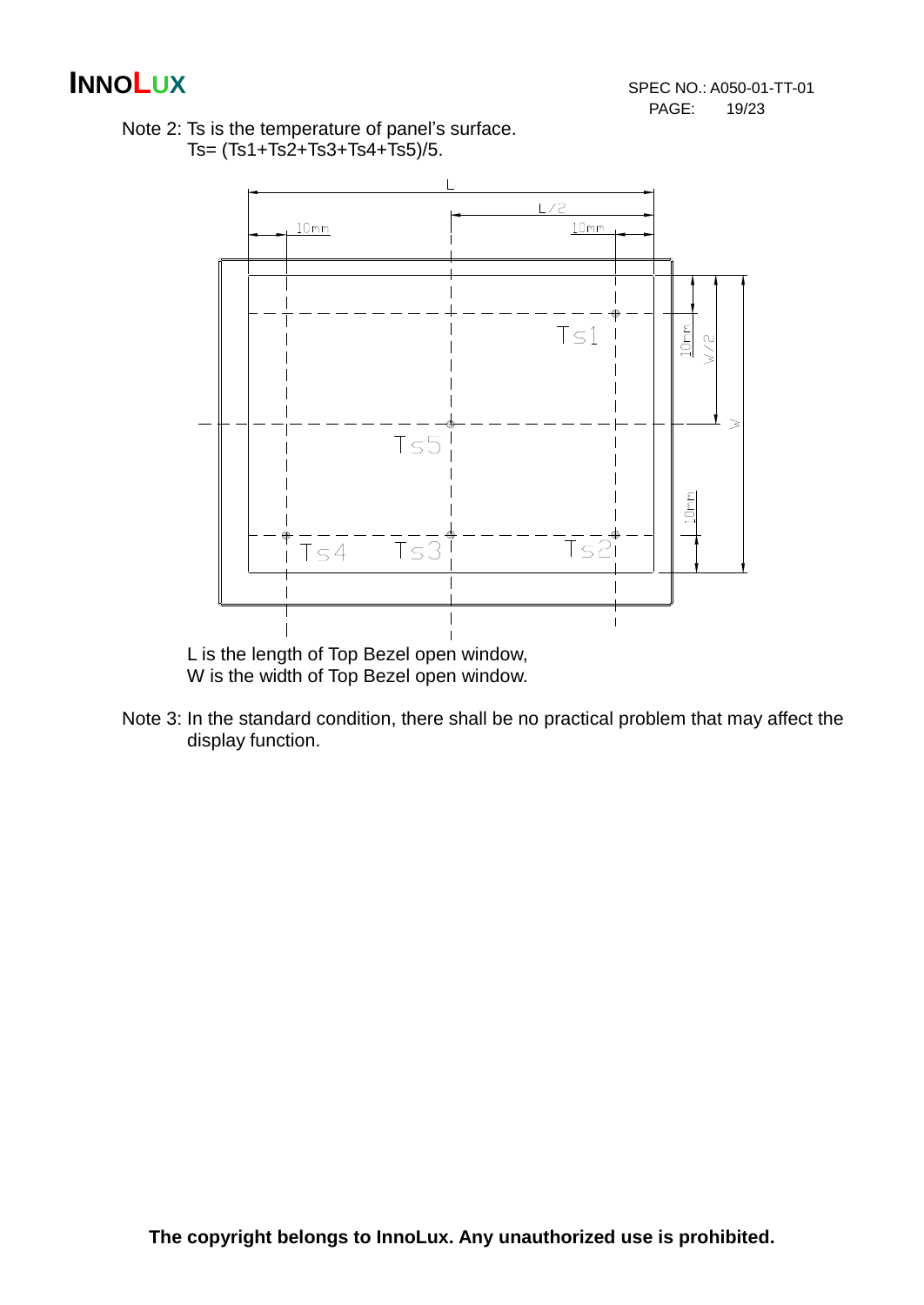Note 2: Ts is the temperature of panel's surface.
Ts= (Ts1+Ts2+Ts3+Ts4+Ts5)/5.

L is the length of Top Bezel open window,
W is the width of Top Bezel open window.

Note 3: In the standard condition, there shall be no practical problem that may affect the display function.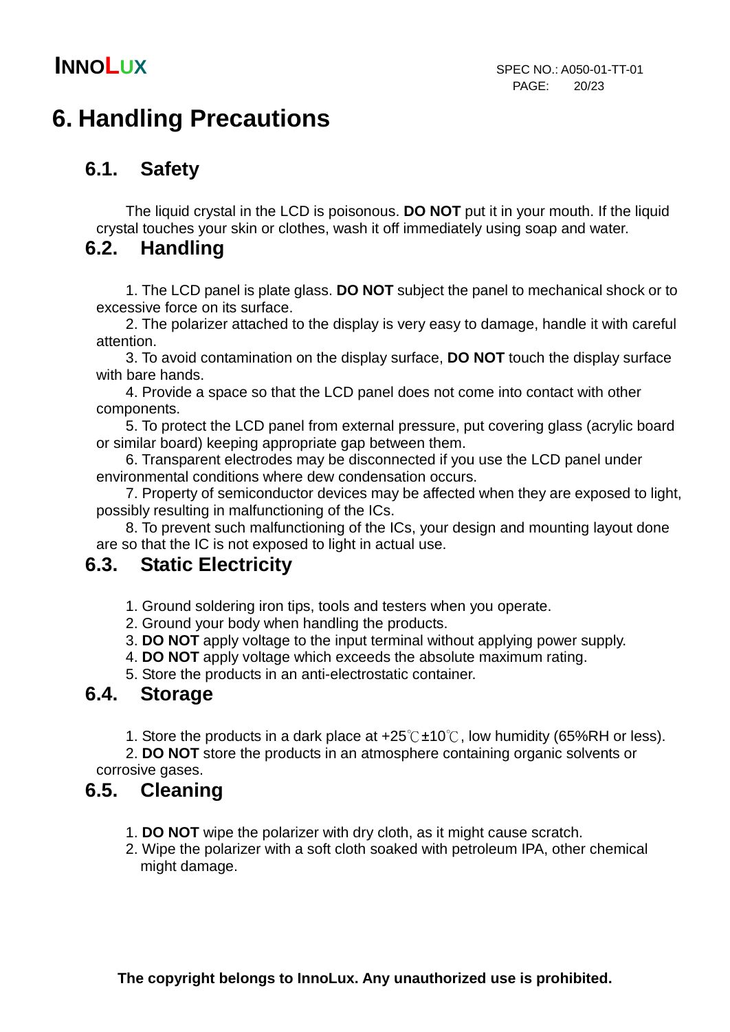# 6. Handling Precautions

## 6.1. Safety

The liquid crystal in the LCD is poisonous. **DO NOT** put it in your mouth. If the liquid crystal touches your skin or clothes, wash it off immediately using soap and water.

## 6.2. Handling

1. The LCD panel is plate glass. **DO NOT** subject the panel to mechanical shock or to excessive force on its surface.
2. The polarizer attached to the display is very easy to damage, handle it with careful attention.
3. To avoid contamination on the display surface, **DO NOT** touch the display surface with bare hands.
4. Provide a space so that the LCD panel does not come into contact with other components.
5. To protect the LCD panel from external pressure, put covering glass (acrylic board or similar board) keeping appropriate gap between them.
6. Transparent electrodes may be disconnected if you use the LCD panel under environmental conditions where dew condensation occurs.
7. Property of semiconductor devices may be affected when they are exposed to light, possibly resulting in malfunctioning of the ICs.
8. To prevent such malfunctioning of the ICs, your design and mounting layout done are so that the IC is not exposed to light in actual use.

## 6.3. Static Electricity

1. Ground soldering iron tips, tools and testers when you operate.
2. Ground your body when handling the products.
3. **DO NOT** apply voltage to the input terminal without applying power supply.
4. **DO NOT** apply voltage which exceeds the absolute maximum rating.
5. Store the products in an anti-electrostatic container.

## 6.4. Storage

1. Store the products in a dark place at +25℃±10℃, low humidity (65%RH or less).
2. **DO NOT** store the products in an atmosphere containing organic solvents or corrosive gases.

## 6.5. Cleaning

1. **DO NOT** wipe the polarizer with dry cloth, as it might cause scratch.
2. Wipe the polarizer with a soft cloth soaked with petroleum IPA, other chemical might damage.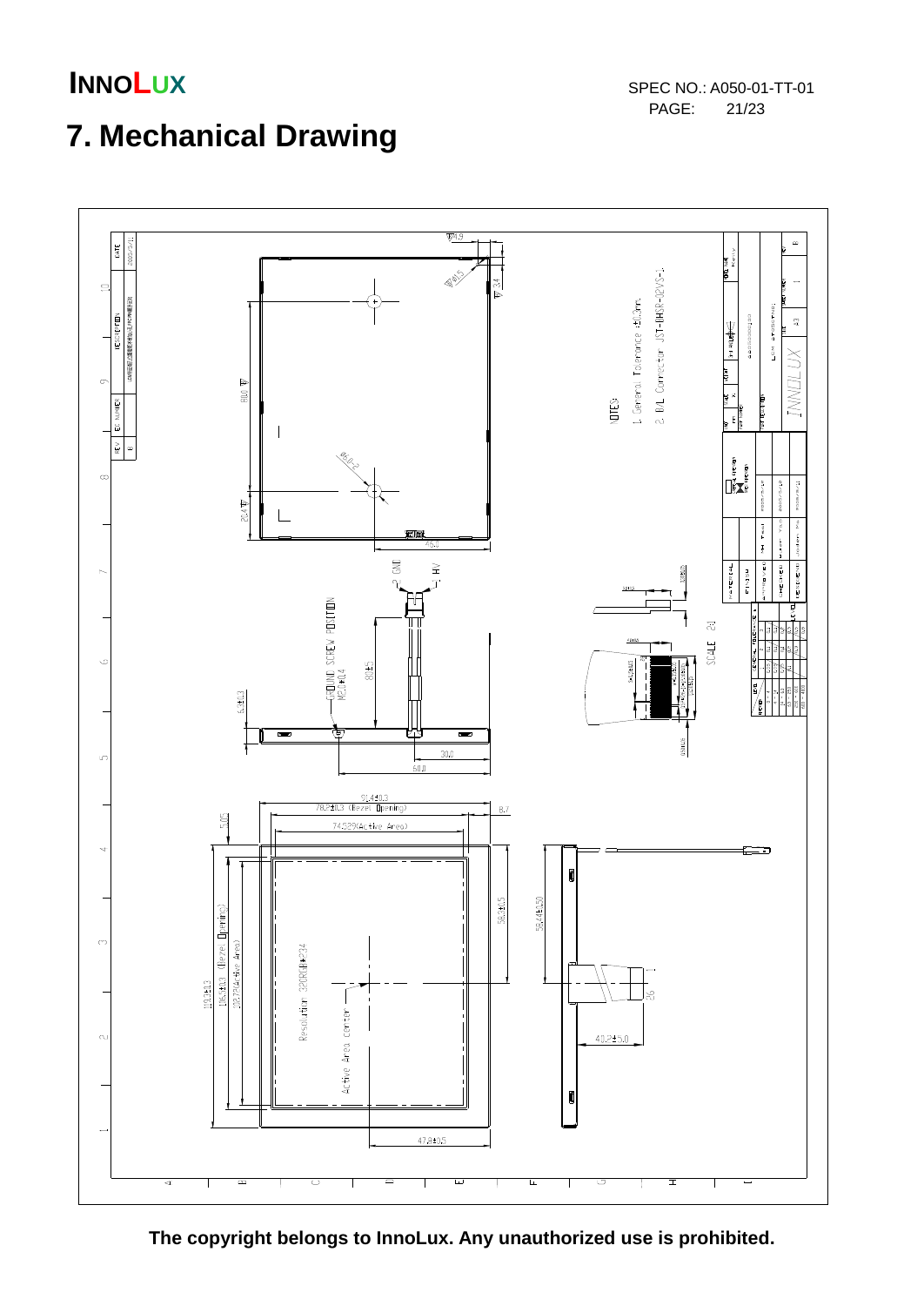# 7. Mechanical Drawing

The copyright belongs to InnoLux. Any unauthorized use is prohibited.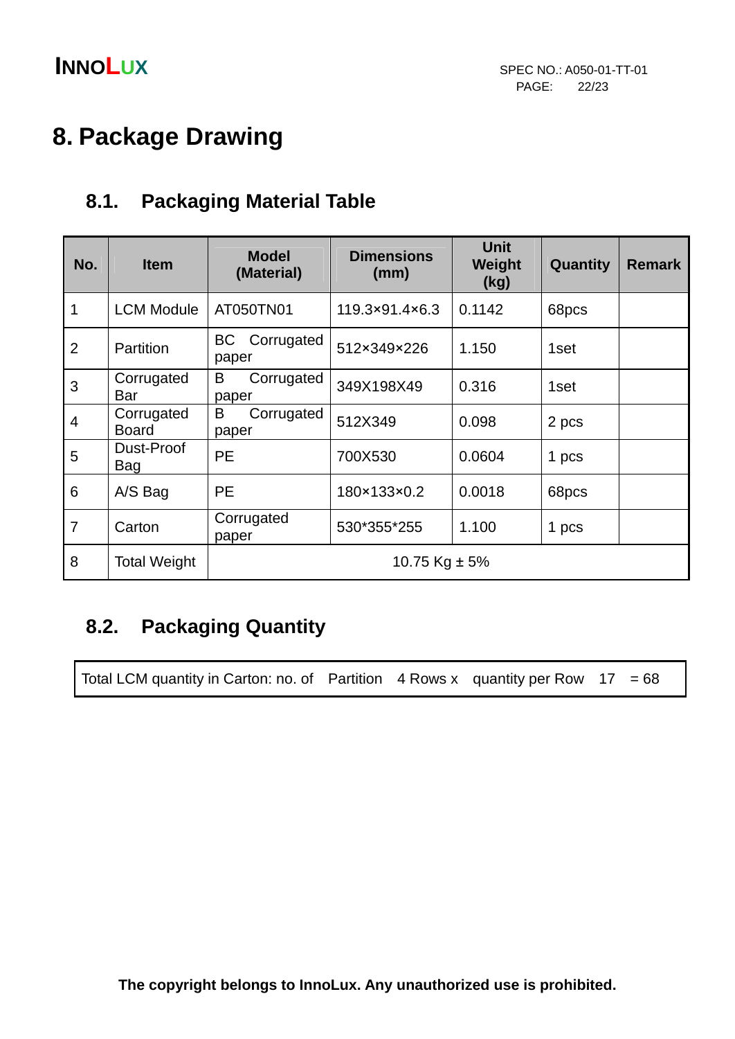# 8. Package Drawing

## 8.1. Packaging Material Table

| No. | Item | Model (Material) | Dimensions (mm) | Unit Weight (kg) | Quantity | Remark |
|---|---|---|---|---|---|---|
| 1 | LCM Module | AT050TN01 | 119.3×91.4×6.3 | 0.1142 | 68pcs | |
| 2 | Partition | BC Corrugated paper | 512×349×226 | 1.150 | 1set | |
| 3 | Corrugated Bar | B Corrugated paper | 349X198X49 | 0.316 | 1set | |
| 4 | Corrugated Board | B Corrugated paper | 512X349 | 0.098 | 2 pcs | |
| 5 | Dust-Proof Bag | PE | 700X530 | 0.0604 | 1 pcs | |
| 6 | A/S Bag | PE | 180×133×0.2 | 0.0018 | 68pcs | |
| 7 | Carton | Corrugated paper | 530*355*255 | 1.100 | 1 pcs | |
| 8 | Total Weight | 10.75 Kg ± 5% | | | | |

## 8.2. Packaging Quantity

| Total LCM quantity in Carton: no. of Partition 4 Rows x quantity per Row 17 = 68 |
|---|

The copyright belongs to InnoLux. Any unauthorized use is prohibited.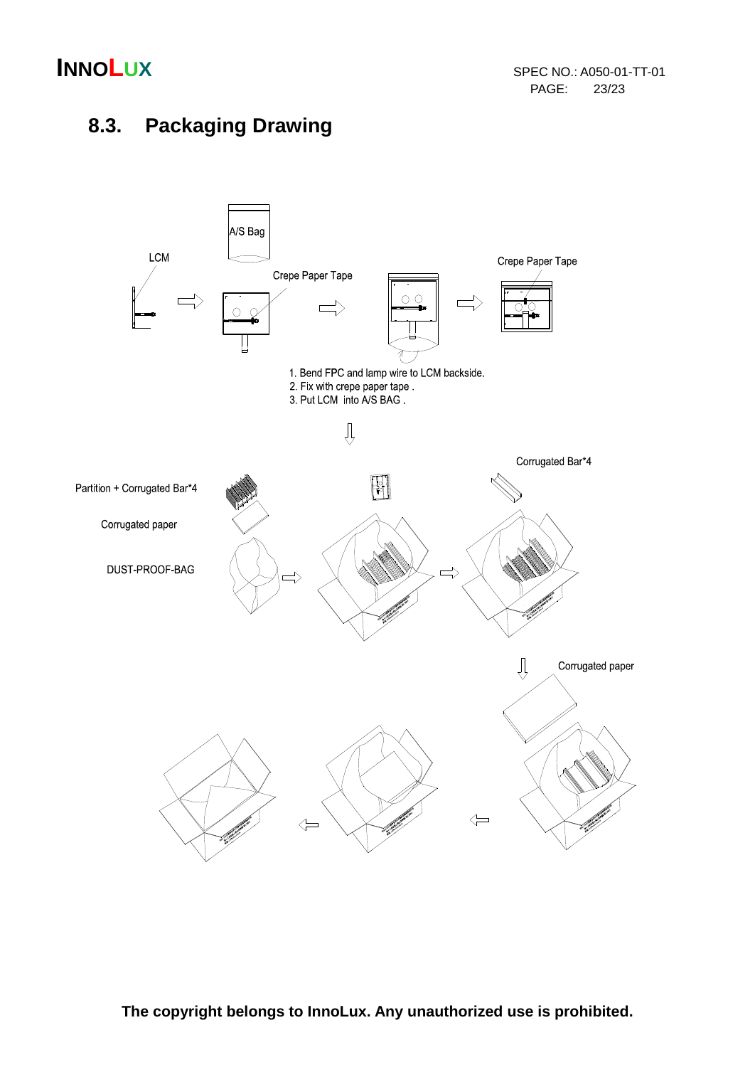## 8.3. Packaging Drawing

A/S Bag

LCM

Crepe Paper Tape

Crepe Paper Tape

1. Bend FPC and lamp wire to LCM backside.
2. Fix with crepe paper tape .
3. Put LCM into A/S BAG .

Corrugated Bar*4

Partition + Corrugated Bar*4

Corrugated paper

DUST-PROOF-BAG

Corrugated paper

**The copyright belongs to InnoLux. Any unauthorized use is prohibited.**